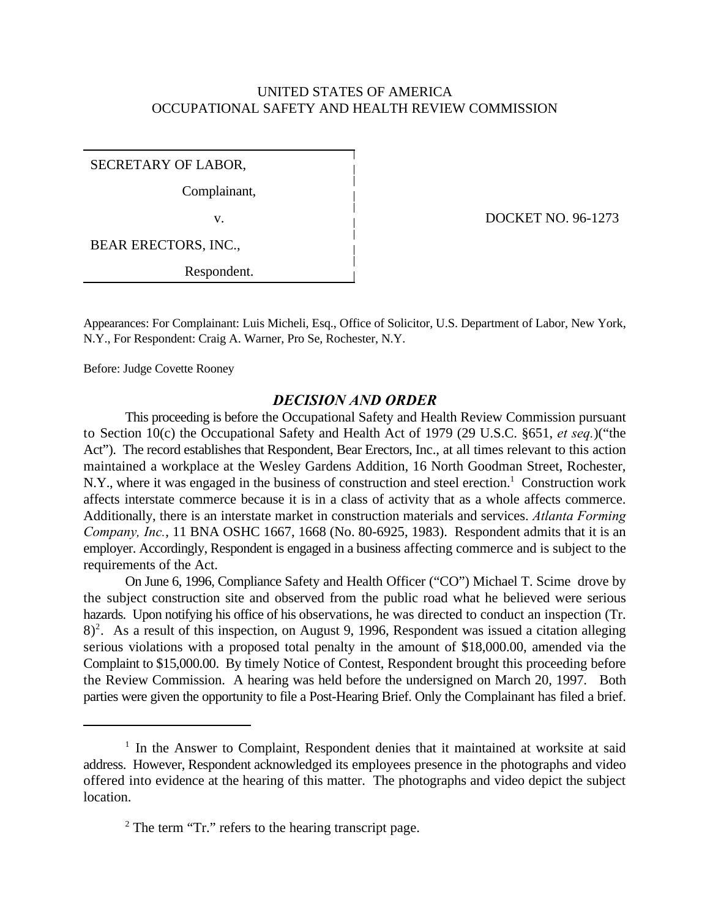UNITED STATES OF AMERICA
OCCUPATIONAL SAFETY AND HEALTH REVIEW COMMISSION

| | |
|---|---|
| SECRETARY OF LABOR,<br>Complainant,<br>v.<br>BEAR ERECTORS, INC.,<br>Respondent. | DOCKET NO. 96-1273 |

Appearances: For Complainant: Luis Micheli, Esq., Office of Solicitor, U.S. Department of Labor, New York, N.Y., For Respondent: Craig A. Warner, Pro Se, Rochester, N.Y.

Before: Judge Covette Rooney

## *DECISION AND ORDER*

This proceeding is before the Occupational Safety and Health Review Commission pursuant to Section 10(c) the Occupational Safety and Health Act of 1979 (29 U.S.C. §651, *et seq.*)("the Act"). The record establishes that Respondent, Bear Erectors, Inc., at all times relevant to this action maintained a workplace at the Wesley Gardens Addition, 16 North Goodman Street, Rochester, N.Y., where it was engaged in the business of construction and steel erection.[1] Construction work affects interstate commerce because it is in a class of activity that as a whole affects commerce. Additionally, there is an interstate market in construction materials and services. *Atlanta Forming Company, Inc.*, 11 BNA OSHC 1667, 1668 (No. 80-6925, 1983). Respondent admits that it is an employer. Accordingly, Respondent is engaged in a business affecting commerce and is subject to the requirements of the Act.

On June 6, 1996, Compliance Safety and Health Officer ("CO") Michael T. Scime drove by the subject construction site and observed from the public road what he believed were serious hazards. Upon notifying his office of his observations, he was directed to conduct an inspection (Tr. 8)[2]. As a result of this inspection, on August 9, 1996, Respondent was issued a citation alleging serious violations with a proposed total penalty in the amount of $18,000.00, amended via the Complaint to $15,000.00. By timely Notice of Contest, Respondent brought this proceeding before the Review Commission. A hearing was held before the undersigned on March 20, 1997. Both parties were given the opportunity to file a Post-Hearing Brief. Only the Complainant has filed a brief.

---

[1] In the Answer to Complaint, Respondent denies that it maintained at worksite at said address. However, Respondent acknowledged its employees presence in the photographs and video offered into evidence at the hearing of this matter. The photographs and video depict the subject location.

[2] The term "Tr." refers to the hearing transcript page.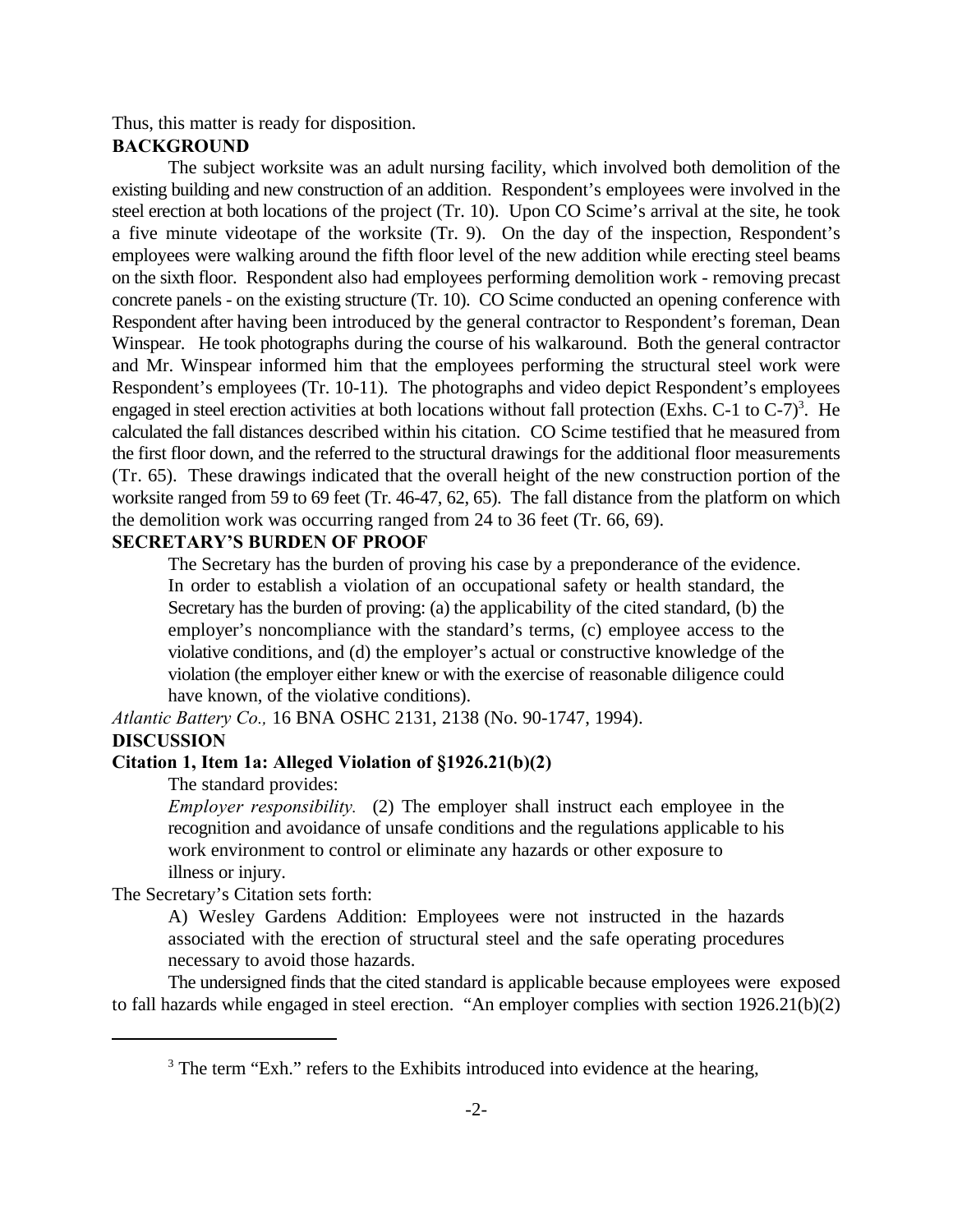Thus, this matter is ready for disposition.

## BACKGROUND

The subject worksite was an adult nursing facility, which involved both demolition of the existing building and new construction of an addition. Respondent's employees were involved in the steel erection at both locations of the project (Tr. 10). Upon CO Scime's arrival at the site, he took a five minute videotape of the worksite (Tr. 9). On the day of the inspection, Respondent's employees were walking around the fifth floor level of the new addition while erecting steel beams on the sixth floor. Respondent also had employees performing demolition work - removing precast concrete panels - on the existing structure (Tr. 10). CO Scime conducted an opening conference with Respondent after having been introduced by the general contractor to Respondent's foreman, Dean Winspear. He took photographs during the course of his walkaround. Both the general contractor and Mr. Winspear informed him that the employees performing the structural steel work were Respondent's employees (Tr. 10-11). The photographs and video depict Respondent's employees engaged in steel erection activities at both locations without fall protection (Exhs. C-1 to C-7)[3]. He calculated the fall distances described within his citation. CO Scime testified that he measured from the first floor down, and the referred to the structural drawings for the additional floor measurements (Tr. 65). These drawings indicated that the overall height of the new construction portion of the worksite ranged from 59 to 69 feet (Tr. 46-47, 62, 65). The fall distance from the platform on which the demolition work was occurring ranged from 24 to 36 feet (Tr. 66, 69).

## SECRETARY'S BURDEN OF PROOF

> The Secretary has the burden of proving his case by a preponderance of the evidence. In order to establish a violation of an occupational safety or health standard, the Secretary has the burden of proving: (a) the applicability of the cited standard, (b) the employer's noncompliance with the standard's terms, (c) employee access to the violative conditions, and (d) the employer's actual or constructive knowledge of the violation (the employer either knew or with the exercise of reasonable diligence could have known, of the violative conditions).

*Atlantic Battery Co.,* 16 BNA OSHC 2131, 2138 (No. 90-1747, 1994).

## DISCUSSION

### Citation 1, Item 1a: Alleged Violation of §1926.21(b)(2)

The standard provides:

> *Employer responsibility.* (2) The employer shall instruct each employee in the recognition and avoidance of unsafe conditions and the regulations applicable to his work environment to control or eliminate any hazards or other exposure to illness or injury.

The Secretary's Citation sets forth:

> A) Wesley Gardens Addition: Employees were not instructed in the hazards associated with the erection of structural steel and the safe operating procedures necessary to avoid those hazards.

The undersigned finds that the cited standard is applicable because employees were exposed to fall hazards while engaged in steel erection. "An employer complies with section 1926.21(b)(2)

---

[3] The term "Exh." refers to the Exhibits introduced into evidence at the hearing,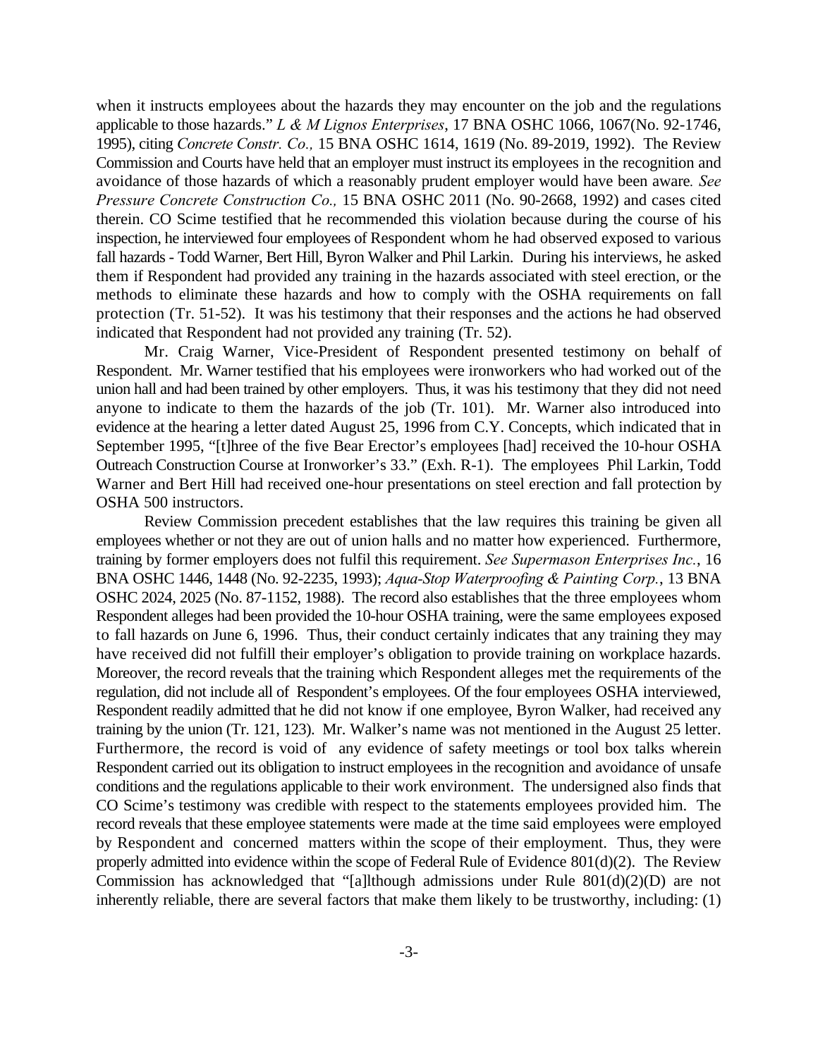when it instructs employees about the hazards they may encounter on the job and the regulations applicable to those hazards." *L & M Lignos Enterprises*, 17 BNA OSHC 1066, 1067(No. 92-1746, 1995), citing *Concrete Constr. Co.,* 15 BNA OSHC 1614, 1619 (No. 89-2019, 1992). The Review Commission and Courts have held that an employer must instruct its employees in the recognition and avoidance of those hazards of which a reasonably prudent employer would have been aware*. See Pressure Concrete Construction Co.,* 15 BNA OSHC 2011 (No. 90-2668, 1992) and cases cited therein. CO Scime testified that he recommended this violation because during the course of his inspection, he interviewed four employees of Respondent whom he had observed exposed to various fall hazards - Todd Warner, Bert Hill, Byron Walker and Phil Larkin. During his interviews, he asked them if Respondent had provided any training in the hazards associated with steel erection, or the methods to eliminate these hazards and how to comply with the OSHA requirements on fall protection (Tr. 51-52). It was his testimony that their responses and the actions he had observed indicated that Respondent had not provided any training (Tr. 52).

Mr. Craig Warner, Vice-President of Respondent presented testimony on behalf of Respondent. Mr. Warner testified that his employees were ironworkers who had worked out of the union hall and had been trained by other employers. Thus, it was his testimony that they did not need anyone to indicate to them the hazards of the job (Tr. 101). Mr. Warner also introduced into evidence at the hearing a letter dated August 25, 1996 from C.Y. Concepts, which indicated that in September 1995, "[t]hree of the five Bear Erector's employees [had] received the 10-hour OSHA Outreach Construction Course at Ironworker's 33." (Exh. R-1). The employees Phil Larkin, Todd Warner and Bert Hill had received one-hour presentations on steel erection and fall protection by OSHA 500 instructors.

Review Commission precedent establishes that the law requires this training be given all employees whether or not they are out of union halls and no matter how experienced. Furthermore, training by former employers does not fulfil this requirement. *See Supermason Enterprises Inc.*, 16 BNA OSHC 1446, 1448 (No. 92-2235, 1993); *Aqua-Stop Waterproofing & Painting Corp.*, 13 BNA OSHC 2024, 2025 (No. 87-1152, 1988). The record also establishes that the three employees whom Respondent alleges had been provided the 10-hour OSHA training, were the same employees exposed to fall hazards on June 6, 1996. Thus, their conduct certainly indicates that any training they may have received did not fulfill their employer's obligation to provide training on workplace hazards. Moreover, the record reveals that the training which Respondent alleges met the requirements of the regulation, did not include all of Respondent's employees. Of the four employees OSHA interviewed, Respondent readily admitted that he did not know if one employee, Byron Walker, had received any training by the union (Tr. 121, 123). Mr. Walker's name was not mentioned in the August 25 letter. Furthermore, the record is void of any evidence of safety meetings or tool box talks wherein Respondent carried out its obligation to instruct employees in the recognition and avoidance of unsafe conditions and the regulations applicable to their work environment. The undersigned also finds that CO Scime's testimony was credible with respect to the statements employees provided him. The record reveals that these employee statements were made at the time said employees were employed by Respondent and concerned matters within the scope of their employment. Thus, they were properly admitted into evidence within the scope of Federal Rule of Evidence 801(d)(2). The Review Commission has acknowledged that "[a]lthough admissions under Rule 801(d)(2)(D) are not inherently reliable, there are several factors that make them likely to be trustworthy, including: (1)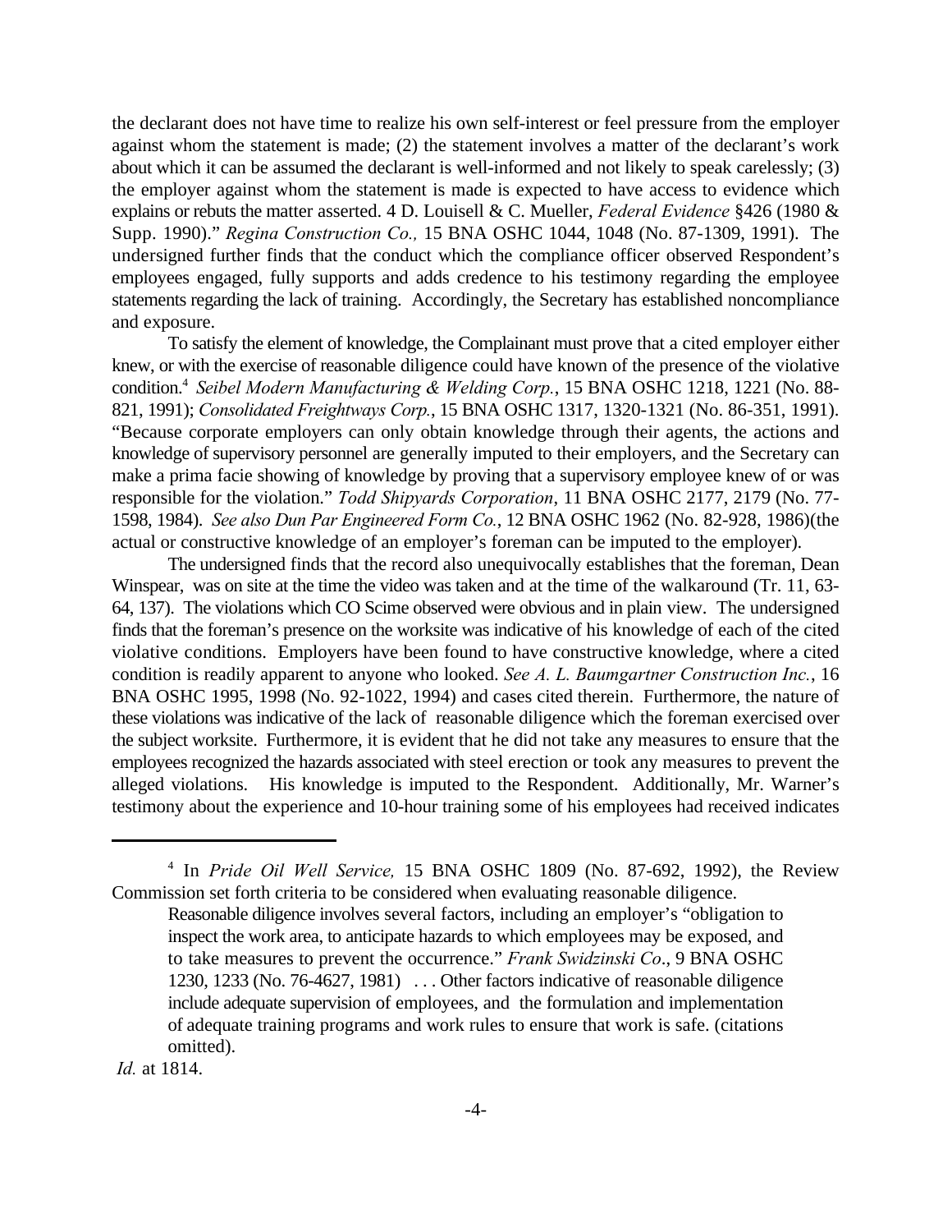the declarant does not have time to realize his own self-interest or feel pressure from the employer against whom the statement is made; (2) the statement involves a matter of the declarant's work about which it can be assumed the declarant is well-informed and not likely to speak carelessly; (3) the employer against whom the statement is made is expected to have access to evidence which explains or rebuts the matter asserted. 4 D. Louisell & C. Mueller, *Federal Evidence* §426 (1980 & Supp. 1990)." *Regina Construction Co.,* 15 BNA OSHC 1044, 1048 (No. 87-1309, 1991). The undersigned further finds that the conduct which the compliance officer observed Respondent's employees engaged, fully supports and adds credence to his testimony regarding the employee statements regarding the lack of training. Accordingly, the Secretary has established noncompliance and exposure.

To satisfy the element of knowledge, the Complainant must prove that a cited employer either knew, or with the exercise of reasonable diligence could have known of the presence of the violative condition.[4] *Seibel Modern Manufacturing & Welding Corp.*, 15 BNA OSHC 1218, 1221 (No. 88-821, 1991); *Consolidated Freightways Corp.*, 15 BNA OSHC 1317, 1320-1321 (No. 86-351, 1991). "Because corporate employers can only obtain knowledge through their agents, the actions and knowledge of supervisory personnel are generally imputed to their employers, and the Secretary can make a prima facie showing of knowledge by proving that a supervisory employee knew of or was responsible for the violation." *Todd Shipyards Corporation*, 11 BNA OSHC 2177, 2179 (No. 77-1598, 1984). *See also Dun Par Engineered Form Co.*, 12 BNA OSHC 1962 (No. 82-928, 1986)(the actual or constructive knowledge of an employer's foreman can be imputed to the employer).

The undersigned finds that the record also unequivocally establishes that the foreman, Dean Winspear, was on site at the time the video was taken and at the time of the walkaround (Tr. 11, 63-64, 137). The violations which CO Scime observed were obvious and in plain view. The undersigned finds that the foreman's presence on the worksite was indicative of his knowledge of each of the cited violative conditions. Employers have been found to have constructive knowledge, where a cited condition is readily apparent to anyone who looked. *See A. L. Baumgartner Construction Inc.*, 16 BNA OSHC 1995, 1998 (No. 92-1022, 1994) and cases cited therein. Furthermore, the nature of these violations was indicative of the lack of reasonable diligence which the foreman exercised over the subject worksite. Furthermore, it is evident that he did not take any measures to ensure that the employees recognized the hazards associated with steel erection or took any measures to prevent the alleged violations. His knowledge is imputed to the Respondent. Additionally, Mr. Warner's testimony about the experience and 10-hour training some of his employees had received indicates

---

[4] In *Pride Oil Well Service,* 15 BNA OSHC 1809 (No. 87-692, 1992), the Review Commission set forth criteria to be considered when evaluating reasonable diligence.

> Reasonable diligence involves several factors, including an employer's "obligation to inspect the work area, to anticipate hazards to which employees may be exposed, and to take measures to prevent the occurrence." *Frank Swidzinski Co*., 9 BNA OSHC 1230, 1233 (No. 76-4627, 1981) . . . Other factors indicative of reasonable diligence include adequate supervision of employees, and the formulation and implementation of adequate training programs and work rules to ensure that work is safe. (citations omitted).

*Id.* at 1814.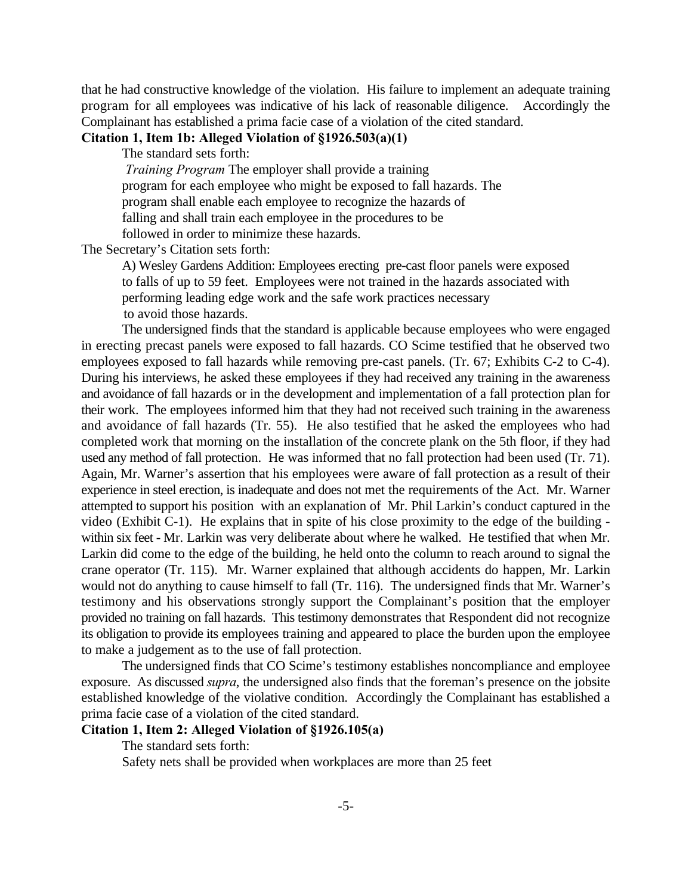that he had constructive knowledge of the violation. His failure to implement an adequate training program for all employees was indicative of his lack of reasonable diligence. Accordingly the Complainant has established a prima facie case of a violation of the cited standard.

**Citation 1, Item 1b: Alleged Violation of §1926.503(a)(1)**

The standard sets forth:

> *Training Program* The employer shall provide a training program for each employee who might be exposed to fall hazards. The program shall enable each employee to recognize the hazards of falling and shall train each employee in the procedures to be followed in order to minimize these hazards.

The Secretary's Citation sets forth:

> A) Wesley Gardens Addition: Employees erecting pre-cast floor panels were exposed to falls of up to 59 feet. Employees were not trained in the hazards associated with performing leading edge work and the safe work practices necessary to avoid those hazards.

The undersigned finds that the standard is applicable because employees who were engaged in erecting precast panels were exposed to fall hazards. CO Scime testified that he observed two employees exposed to fall hazards while removing pre-cast panels. (Tr. 67; Exhibits C-2 to C-4). During his interviews, he asked these employees if they had received any training in the awareness and avoidance of fall hazards or in the development and implementation of a fall protection plan for their work. The employees informed him that they had not received such training in the awareness and avoidance of fall hazards (Tr. 55). He also testified that he asked the employees who had completed work that morning on the installation of the concrete plank on the 5th floor, if they had used any method of fall protection. He was informed that no fall protection had been used (Tr. 71). Again, Mr. Warner's assertion that his employees were aware of fall protection as a result of their experience in steel erection, is inadequate and does not met the requirements of the Act. Mr. Warner attempted to support his position with an explanation of Mr. Phil Larkin's conduct captured in the video (Exhibit C-1). He explains that in spite of his close proximity to the edge of the building - within six feet - Mr. Larkin was very deliberate about where he walked. He testified that when Mr. Larkin did come to the edge of the building, he held onto the column to reach around to signal the crane operator (Tr. 115). Mr. Warner explained that although accidents do happen, Mr. Larkin would not do anything to cause himself to fall (Tr. 116). The undersigned finds that Mr. Warner's testimony and his observations strongly support the Complainant's position that the employer provided no training on fall hazards. This testimony demonstrates that Respondent did not recognize its obligation to provide its employees training and appeared to place the burden upon the employee to make a judgement as to the use of fall protection.

The undersigned finds that CO Scime's testimony establishes noncompliance and employee exposure. As discussed *supra*, the undersigned also finds that the foreman's presence on the jobsite established knowledge of the violative condition. Accordingly the Complainant has established a prima facie case of a violation of the cited standard.

**Citation 1, Item 2: Alleged Violation of §1926.105(a)**

The standard sets forth:

Safety nets shall be provided when workplaces are more than 25 feet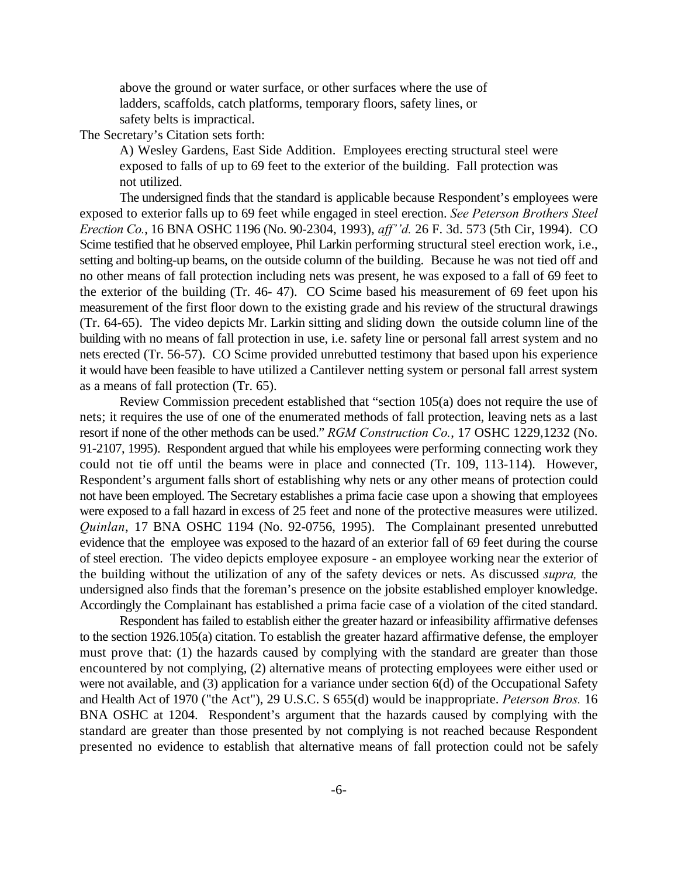above the ground or water surface, or other surfaces where the use of ladders, scaffolds, catch platforms, temporary floors, safety lines, or safety belts is impractical.

The Secretary's Citation sets forth:

> A) Wesley Gardens, East Side Addition. Employees erecting structural steel were exposed to falls of up to 69 feet to the exterior of the building. Fall protection was not utilized.

The undersigned finds that the standard is applicable because Respondent's employees were exposed to exterior falls up to 69 feet while engaged in steel erection. *See Peterson Brothers Steel Erection Co.*, 16 BNA OSHC 1196 (No. 90-2304, 1993), *aff''d.* 26 F. 3d. 573 (5th Cir, 1994). CO Scime testified that he observed employee, Phil Larkin performing structural steel erection work, i.e., setting and bolting-up beams, on the outside column of the building. Because he was not tied off and no other means of fall protection including nets was present, he was exposed to a fall of 69 feet to the exterior of the building (Tr. 46- 47). CO Scime based his measurement of 69 feet upon his measurement of the first floor down to the existing grade and his review of the structural drawings (Tr. 64-65). The video depicts Mr. Larkin sitting and sliding down the outside column line of the building with no means of fall protection in use, i.e. safety line or personal fall arrest system and no nets erected (Tr. 56-57). CO Scime provided unrebutted testimony that based upon his experience it would have been feasible to have utilized a Cantilever netting system or personal fall arrest system as a means of fall protection (Tr. 65).

Review Commission precedent established that "section 105(a) does not require the use of nets; it requires the use of one of the enumerated methods of fall protection, leaving nets as a last resort if none of the other methods can be used." *RGM Construction Co.*, 17 OSHC 1229,1232 (No. 91-2107, 1995). Respondent argued that while his employees were performing connecting work they could not tie off until the beams were in place and connected (Tr. 109, 113-114). However, Respondent's argument falls short of establishing why nets or any other means of protection could not have been employed. The Secretary establishes a prima facie case upon a showing that employees were exposed to a fall hazard in excess of 25 feet and none of the protective measures were utilized. *Quinlan*, 17 BNA OSHC 1194 (No. 92-0756, 1995). The Complainant presented unrebutted evidence that the employee was exposed to the hazard of an exterior fall of 69 feet during the course of steel erection. The video depicts employee exposure - an employee working near the exterior of the building without the utilization of any of the safety devices or nets. As discussed *supra,* the undersigned also finds that the foreman's presence on the jobsite established employer knowledge. Accordingly the Complainant has established a prima facie case of a violation of the cited standard.

Respondent has failed to establish either the greater hazard or infeasibility affirmative defenses to the section 1926.105(a) citation. To establish the greater hazard affirmative defense, the employer must prove that: (1) the hazards caused by complying with the standard are greater than those encountered by not complying, (2) alternative means of protecting employees were either used or were not available, and (3) application for a variance under section 6(d) of the Occupational Safety and Health Act of 1970 ("the Act"), 29 U.S.C. S 655(d) would be inappropriate. *Peterson Bros.* 16 BNA OSHC at 1204. Respondent's argument that the hazards caused by complying with the standard are greater than those presented by not complying is not reached because Respondent presented no evidence to establish that alternative means of fall protection could not be safely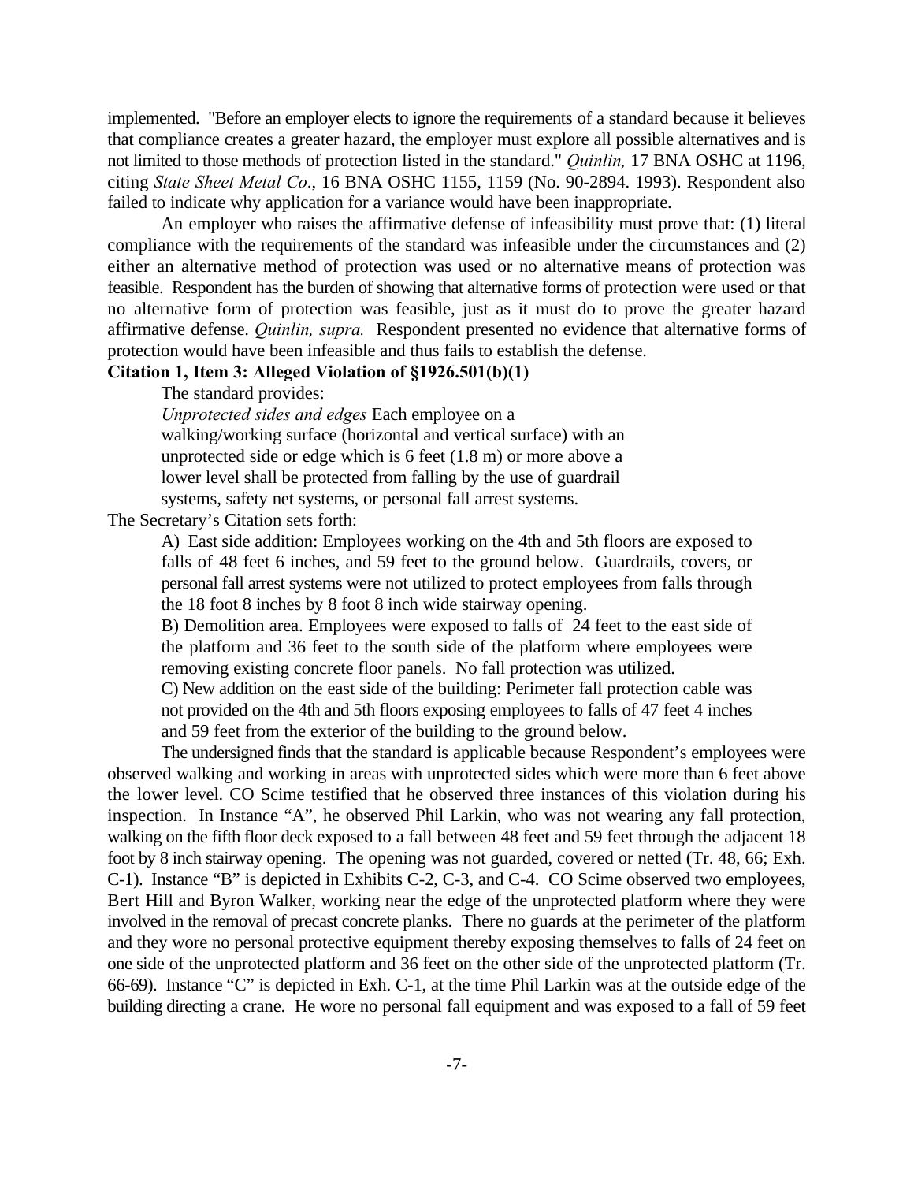implemented. "Before an employer elects to ignore the requirements of a standard because it believes that compliance creates a greater hazard, the employer must explore all possible alternatives and is not limited to those methods of protection listed in the standard." *Quinlin,* 17 BNA OSHC at 1196, citing *State Sheet Metal Co*., 16 BNA OSHC 1155, 1159 (No. 90-2894. 1993). Respondent also failed to indicate why application for a variance would have been inappropriate.

An employer who raises the affirmative defense of infeasibility must prove that: (1) literal compliance with the requirements of the standard was infeasible under the circumstances and (2) either an alternative method of protection was used or no alternative means of protection was feasible. Respondent has the burden of showing that alternative forms of protection were used or that no alternative form of protection was feasible, just as it must do to prove the greater hazard affirmative defense. *Quinlin, supra.* Respondent presented no evidence that alternative forms of protection would have been infeasible and thus fails to establish the defense.

**Citation 1, Item 3: Alleged Violation of §1926.501(b)(1)**

The standard provides:

> *Unprotected sides and edges* Each employee on a walking/working surface (horizontal and vertical surface) with an unprotected side or edge which is 6 feet (1.8 m) or more above a lower level shall be protected from falling by the use of guardrail systems, safety net systems, or personal fall arrest systems.

The Secretary's Citation sets forth:

> A) East side addition: Employees working on the 4th and 5th floors are exposed to falls of 48 feet 6 inches, and 59 feet to the ground below. Guardrails, covers, or personal fall arrest systems were not utilized to protect employees from falls through the 18 foot 8 inches by 8 foot 8 inch wide stairway opening.
>
> B) Demolition area. Employees were exposed to falls of 24 feet to the east side of the platform and 36 feet to the south side of the platform where employees were removing existing concrete floor panels. No fall protection was utilized.
>
> C) New addition on the east side of the building: Perimeter fall protection cable was not provided on the 4th and 5th floors exposing employees to falls of 47 feet 4 inches and 59 feet from the exterior of the building to the ground below.

The undersigned finds that the standard is applicable because Respondent's employees were observed walking and working in areas with unprotected sides which were more than 6 feet above the lower level. CO Scime testified that he observed three instances of this violation during his inspection. In Instance "A", he observed Phil Larkin, who was not wearing any fall protection, walking on the fifth floor deck exposed to a fall between 48 feet and 59 feet through the adjacent 18 foot by 8 inch stairway opening. The opening was not guarded, covered or netted (Tr. 48, 66; Exh. C-1). Instance "B" is depicted in Exhibits C-2, C-3, and C-4. CO Scime observed two employees, Bert Hill and Byron Walker, working near the edge of the unprotected platform where they were involved in the removal of precast concrete planks. There no guards at the perimeter of the platform and they wore no personal protective equipment thereby exposing themselves to falls of 24 feet on one side of the unprotected platform and 36 feet on the other side of the unprotected platform (Tr. 66-69). Instance "C" is depicted in Exh. C-1, at the time Phil Larkin was at the outside edge of the building directing a crane. He wore no personal fall equipment and was exposed to a fall of 59 feet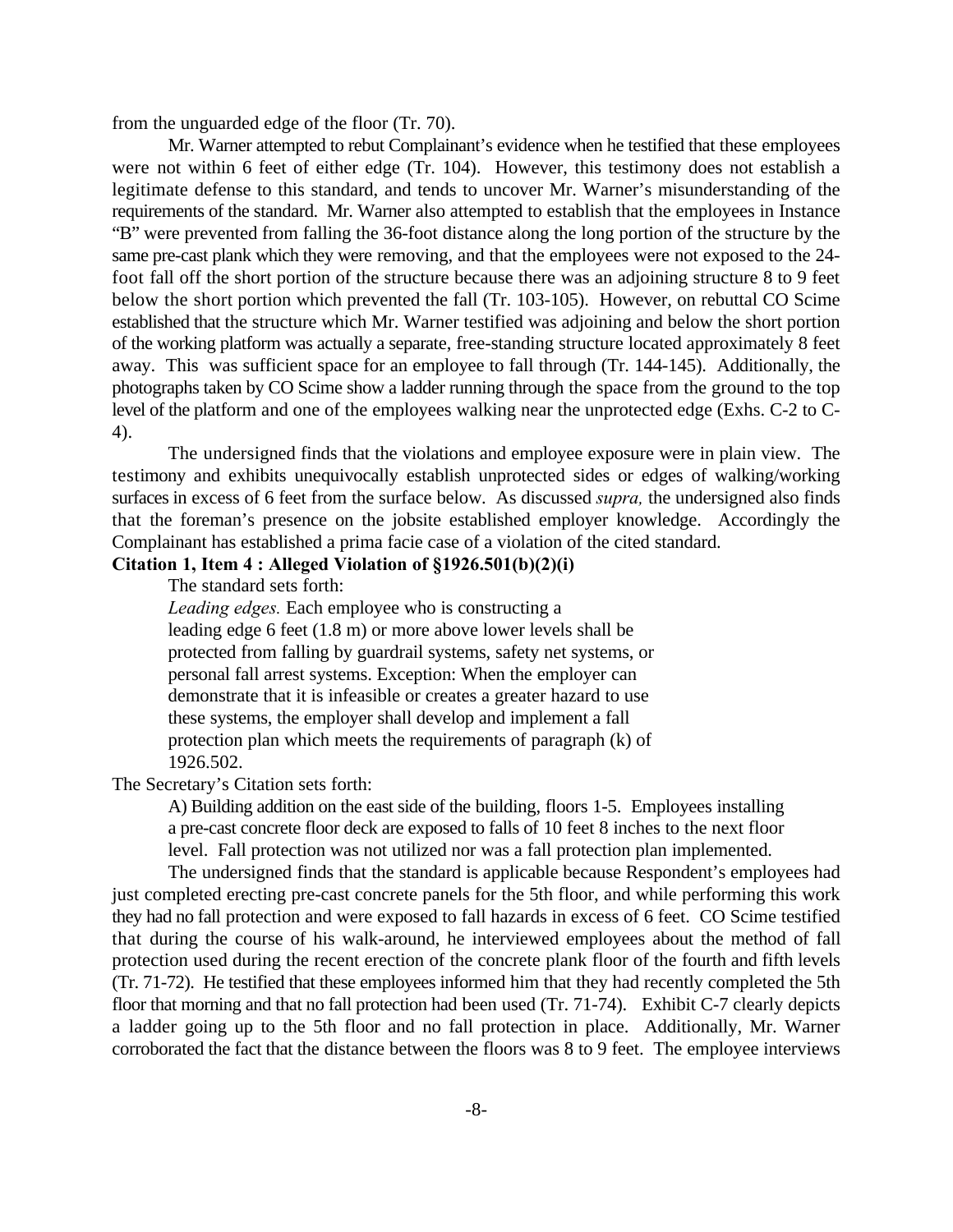from the unguarded edge of the floor (Tr. 70).

Mr. Warner attempted to rebut Complainant's evidence when he testified that these employees were not within 6 feet of either edge (Tr. 104). However, this testimony does not establish a legitimate defense to this standard, and tends to uncover Mr. Warner's misunderstanding of the requirements of the standard. Mr. Warner also attempted to establish that the employees in Instance "B" were prevented from falling the 36-foot distance along the long portion of the structure by the same pre-cast plank which they were removing, and that the employees were not exposed to the 24-foot fall off the short portion of the structure because there was an adjoining structure 8 to 9 feet below the short portion which prevented the fall (Tr. 103-105). However, on rebuttal CO Scime established that the structure which Mr. Warner testified was adjoining and below the short portion of the working platform was actually a separate, free-standing structure located approximately 8 feet away. This was sufficient space for an employee to fall through (Tr. 144-145). Additionally, the photographs taken by CO Scime show a ladder running through the space from the ground to the top level of the platform and one of the employees walking near the unprotected edge (Exhs. C-2 to C-4).

The undersigned finds that the violations and employee exposure were in plain view. The testimony and exhibits unequivocally establish unprotected sides or edges of walking/working surfaces in excess of 6 feet from the surface below. As discussed *supra,* the undersigned also finds that the foreman's presence on the jobsite established employer knowledge. Accordingly the Complainant has established a prima facie case of a violation of the cited standard.

**Citation 1, Item 4 : Alleged Violation of §1926.501(b)(2)(i)**

The standard sets forth:

> *Leading edges.* Each employee who is constructing a leading edge 6 feet (1.8 m) or more above lower levels shall be protected from falling by guardrail systems, safety net systems, or personal fall arrest systems. Exception: When the employer can demonstrate that it is infeasible or creates a greater hazard to use these systems, the employer shall develop and implement a fall protection plan which meets the requirements of paragraph (k) of 1926.502.

The Secretary's Citation sets forth:

> A) Building addition on the east side of the building, floors 1-5. Employees installing a pre-cast concrete floor deck are exposed to falls of 10 feet 8 inches to the next floor level. Fall protection was not utilized nor was a fall protection plan implemented.

The undersigned finds that the standard is applicable because Respondent's employees had just completed erecting pre-cast concrete panels for the 5th floor, and while performing this work they had no fall protection and were exposed to fall hazards in excess of 6 feet. CO Scime testified that during the course of his walk-around, he interviewed employees about the method of fall protection used during the recent erection of the concrete plank floor of the fourth and fifth levels (Tr. 71-72). He testified that these employees informed him that they had recently completed the 5th floor that morning and that no fall protection had been used (Tr. 71-74). Exhibit C-7 clearly depicts a ladder going up to the 5th floor and no fall protection in place. Additionally, Mr. Warner corroborated the fact that the distance between the floors was 8 to 9 feet. The employee interviews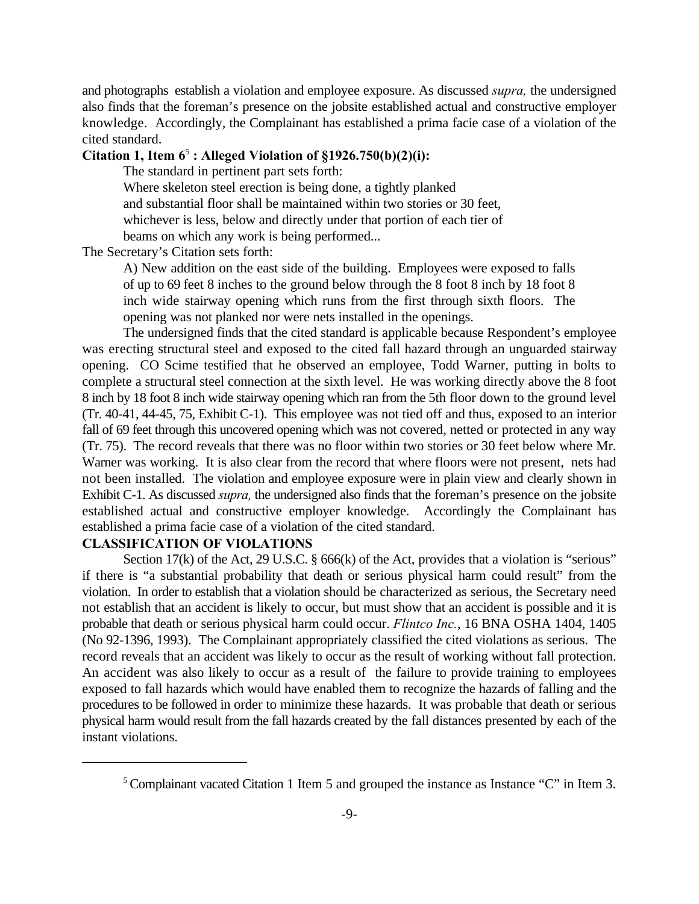and photographs establish a violation and employee exposure. As discussed *supra,* the undersigned also finds that the foreman's presence on the jobsite established actual and constructive employer knowledge. Accordingly, the Complainant has established a prima facie case of a violation of the cited standard.

**Citation 1, Item 6[5] : Alleged Violation of §1926.750(b)(2)(i):**

The standard in pertinent part sets forth:

> Where skeleton steel erection is being done, a tightly planked and substantial floor shall be maintained within two stories or 30 feet, whichever is less, below and directly under that portion of each tier of beams on which any work is being performed...

The Secretary's Citation sets forth:

> A) New addition on the east side of the building. Employees were exposed to falls of up to 69 feet 8 inches to the ground below through the 8 foot 8 inch by 18 foot 8 inch wide stairway opening which runs from the first through sixth floors. The opening was not planked nor were nets installed in the openings.

The undersigned finds that the cited standard is applicable because Respondent's employee was erecting structural steel and exposed to the cited fall hazard through an unguarded stairway opening. CO Scime testified that he observed an employee, Todd Warner, putting in bolts to complete a structural steel connection at the sixth level. He was working directly above the 8 foot 8 inch by 18 foot 8 inch wide stairway opening which ran from the 5th floor down to the ground level (Tr. 40-41, 44-45, 75, Exhibit C-1). This employee was not tied off and thus, exposed to an interior fall of 69 feet through this uncovered opening which was not covered, netted or protected in any way (Tr. 75). The record reveals that there was no floor within two stories or 30 feet below where Mr. Warner was working. It is also clear from the record that where floors were not present, nets had not been installed. The violation and employee exposure were in plain view and clearly shown in Exhibit C-1. As discussed *supra,* the undersigned also finds that the foreman's presence on the jobsite established actual and constructive employer knowledge. Accordingly the Complainant has established a prima facie case of a violation of the cited standard.

**CLASSIFICATION OF VIOLATIONS**

Section 17(k) of the Act, 29 U.S.C. § 666(k) of the Act, provides that a violation is "serious" if there is "a substantial probability that death or serious physical harm could result" from the violation. In order to establish that a violation should be characterized as serious, the Secretary need not establish that an accident is likely to occur, but must show that an accident is possible and it is probable that death or serious physical harm could occur. *Flintco Inc.*, 16 BNA OSHA 1404, 1405 (No 92-1396, 1993). The Complainant appropriately classified the cited violations as serious. The record reveals that an accident was likely to occur as the result of working without fall protection. An accident was also likely to occur as a result of the failure to provide training to employees exposed to fall hazards which would have enabled them to recognize the hazards of falling and the procedures to be followed in order to minimize these hazards. It was probable that death or serious physical harm would result from the fall hazards created by the fall distances presented by each of the instant violations.

---

[5] Complainant vacated Citation 1 Item 5 and grouped the instance as Instance "C" in Item 3.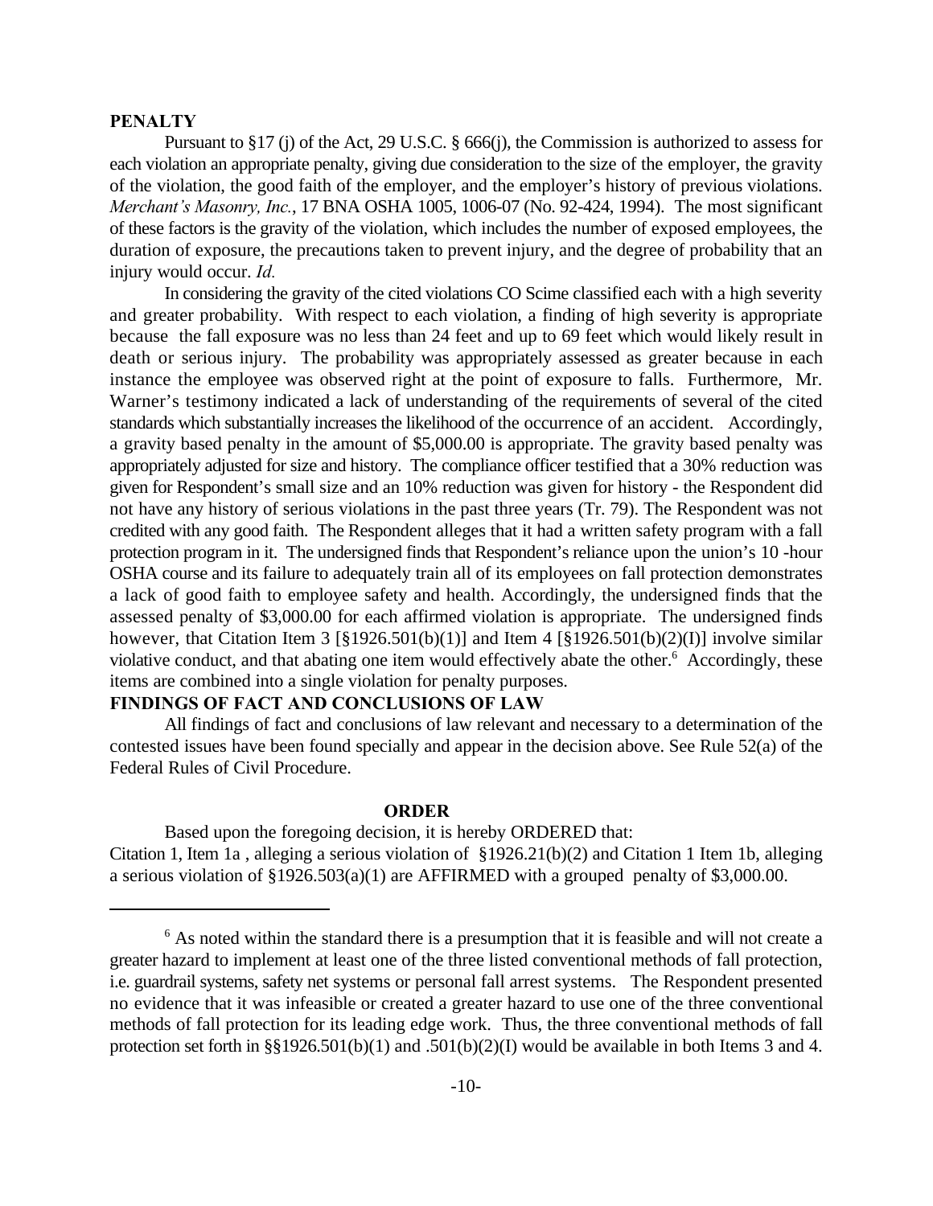## PENALTY

Pursuant to §17 (j) of the Act, 29 U.S.C. § 666(j), the Commission is authorized to assess for each violation an appropriate penalty, giving due consideration to the size of the employer, the gravity of the violation, the good faith of the employer, and the employer's history of previous violations. *Merchant's Masonry, Inc.*, 17 BNA OSHA 1005, 1006-07 (No. 92-424, 1994). The most significant of these factors is the gravity of the violation, which includes the number of exposed employees, the duration of exposure, the precautions taken to prevent injury, and the degree of probability that an injury would occur. *Id.*

In considering the gravity of the cited violations CO Scime classified each with a high severity and greater probability. With respect to each violation, a finding of high severity is appropriate because the fall exposure was no less than 24 feet and up to 69 feet which would likely result in death or serious injury. The probability was appropriately assessed as greater because in each instance the employee was observed right at the point of exposure to falls. Furthermore, Mr. Warner's testimony indicated a lack of understanding of the requirements of several of the cited standards which substantially increases the likelihood of the occurrence of an accident. Accordingly, a gravity based penalty in the amount of $5,000.00 is appropriate. The gravity based penalty was appropriately adjusted for size and history. The compliance officer testified that a 30% reduction was given for Respondent's small size and an 10% reduction was given for history - the Respondent did not have any history of serious violations in the past three years (Tr. 79). The Respondent was not credited with any good faith. The Respondent alleges that it had a written safety program with a fall protection program in it. The undersigned finds that Respondent's reliance upon the union's 10 -hour OSHA course and its failure to adequately train all of its employees on fall protection demonstrates a lack of good faith to employee safety and health. Accordingly, the undersigned finds that the assessed penalty of $3,000.00 for each affirmed violation is appropriate. The undersigned finds however, that Citation Item 3 [§1926.501(b)(1)] and Item 4 [§1926.501(b)(2)(I)] involve similar violative conduct, and that abating one item would effectively abate the other.[6] Accordingly, these items are combined into a single violation for penalty purposes.

## FINDINGS OF FACT AND CONCLUSIONS OF LAW

All findings of fact and conclusions of law relevant and necessary to a determination of the contested issues have been found specially and appear in the decision above. See Rule 52(a) of the Federal Rules of Civil Procedure.

## ORDER

Based upon the foregoing decision, it is hereby ORDERED that:

Citation 1, Item 1a , alleging a serious violation of §1926.21(b)(2) and Citation 1 Item 1b, alleging a serious violation of §1926.503(a)(1) are AFFIRMED with a grouped penalty of $3,000.00.

---

[6] As noted within the standard there is a presumption that it is feasible and will not create a greater hazard to implement at least one of the three listed conventional methods of fall protection, i.e. guardrail systems, safety net systems or personal fall arrest systems. The Respondent presented no evidence that it was infeasible or created a greater hazard to use one of the three conventional methods of fall protection for its leading edge work. Thus, the three conventional methods of fall protection set forth in §§1926.501(b)(1) and .501(b)(2)(I) would be available in both Items 3 and 4.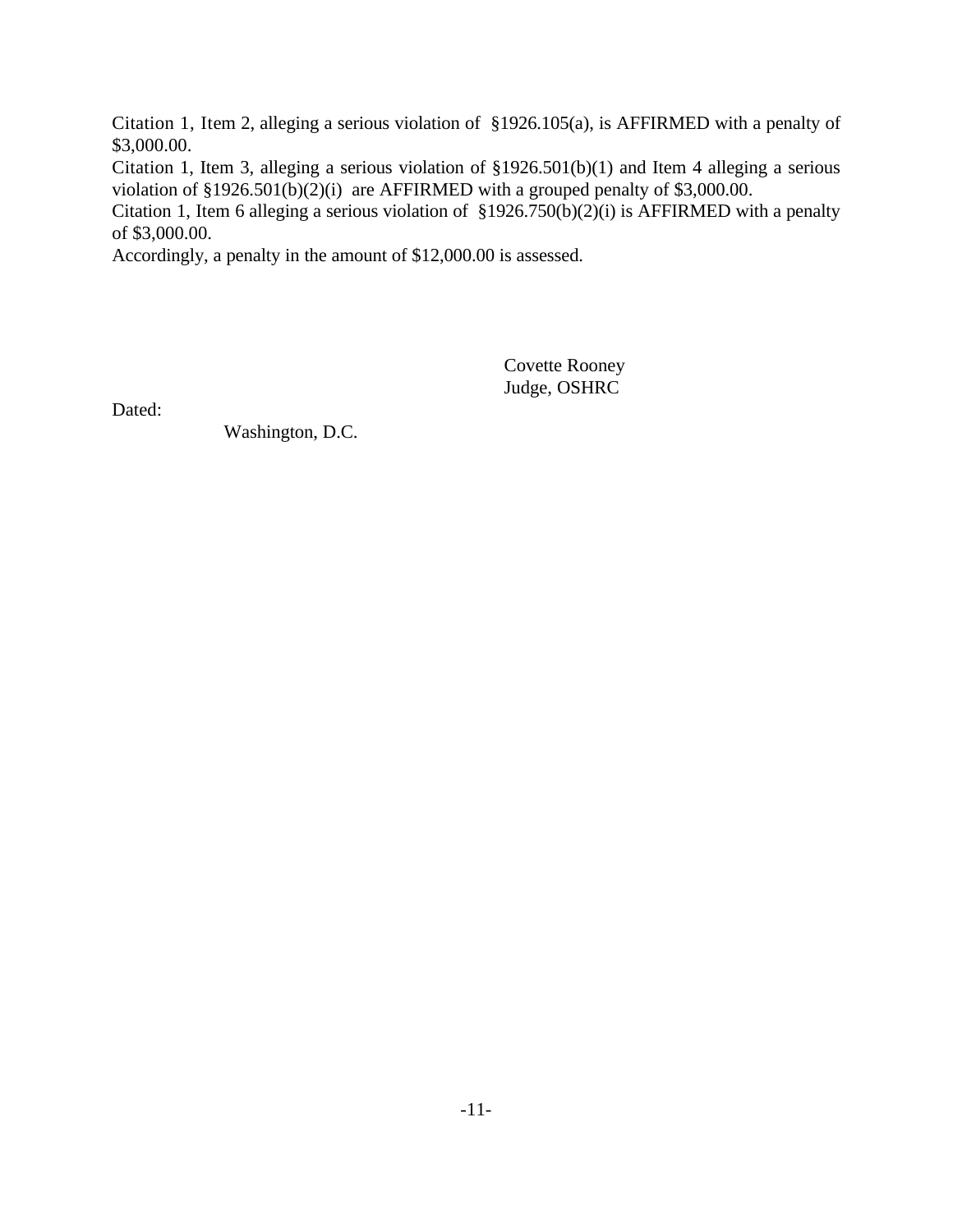Citation 1, Item 2, alleging a serious violation of §1926.105(a), is AFFIRMED with a penalty of $3,000.00.

Citation 1, Item 3, alleging a serious violation of §1926.501(b)(1) and Item 4 alleging a serious violation of §1926.501(b)(2)(i) are AFFIRMED with a grouped penalty of $3,000.00.

Citation 1, Item 6 alleging a serious violation of §1926.750(b)(2)(i) is AFFIRMED with a penalty of $3,000.00.

Accordingly, a penalty in the amount of $12,000.00 is assessed.

Covette Rooney
Judge, OSHRC

Dated:

Washington, D.C.